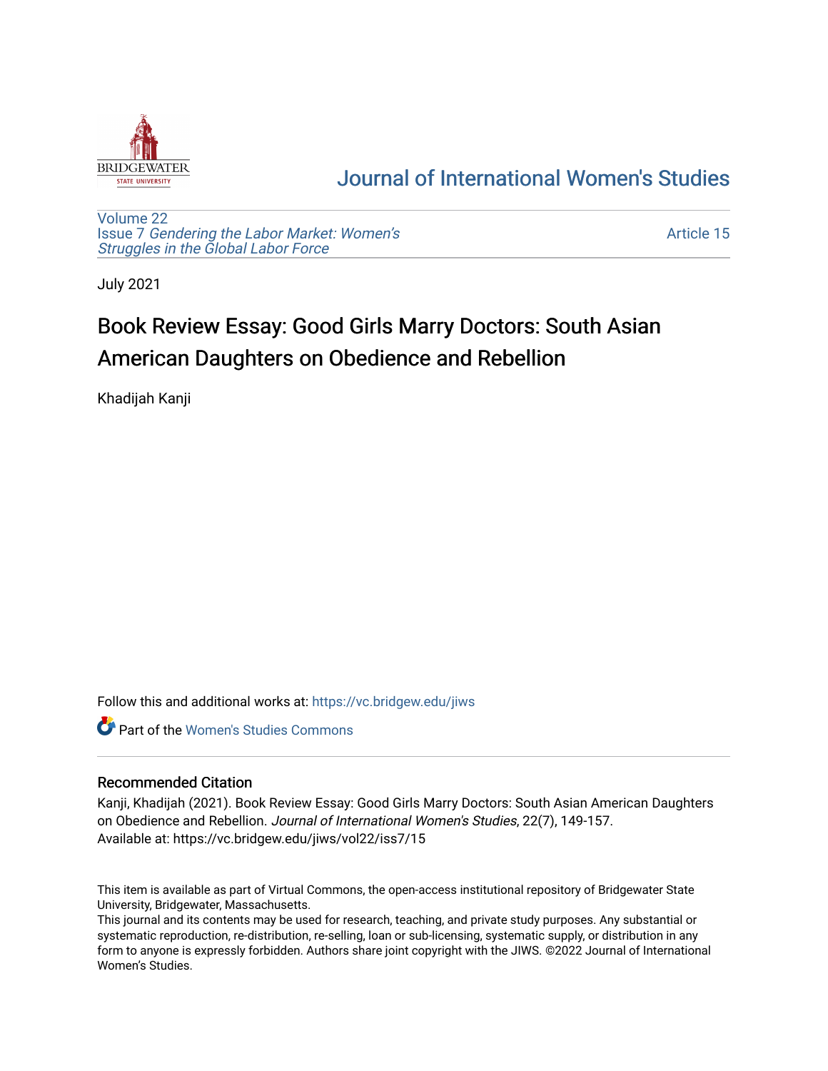# Journal of International Women's Studies

Volume 22
Issue 7 *Gendering the Labor Market: Women's Struggles in the Global Labor Force*

Article 15

July 2021

## Book Review Essay: Good Girls Marry Doctors: South Asian American Daughters on Obedience and Rebellion

Khadijah Kanji

Follow this and additional works at: https://vc.bridgew.edu/jiws

Part of the Women's Studies Commons

### Recommended Citation

Kanji, Khadijah (2021). Book Review Essay: Good Girls Marry Doctors: South Asian American Daughters on Obedience and Rebellion. *Journal of International Women's Studies*, 22(7), 149-157.
Available at: https://vc.bridgew.edu/jiws/vol22/iss7/15

This item is available as part of Virtual Commons, the open-access institutional repository of Bridgewater State University, Bridgewater, Massachusetts.
This journal and its contents may be used for research, teaching, and private study purposes. Any substantial or systematic reproduction, re-distribution, re-selling, loan or sub-licensing, systematic supply, or distribution in any form to anyone is expressly forbidden. Authors share joint copyright with the JIWS. ©2022 Journal of International Women's Studies.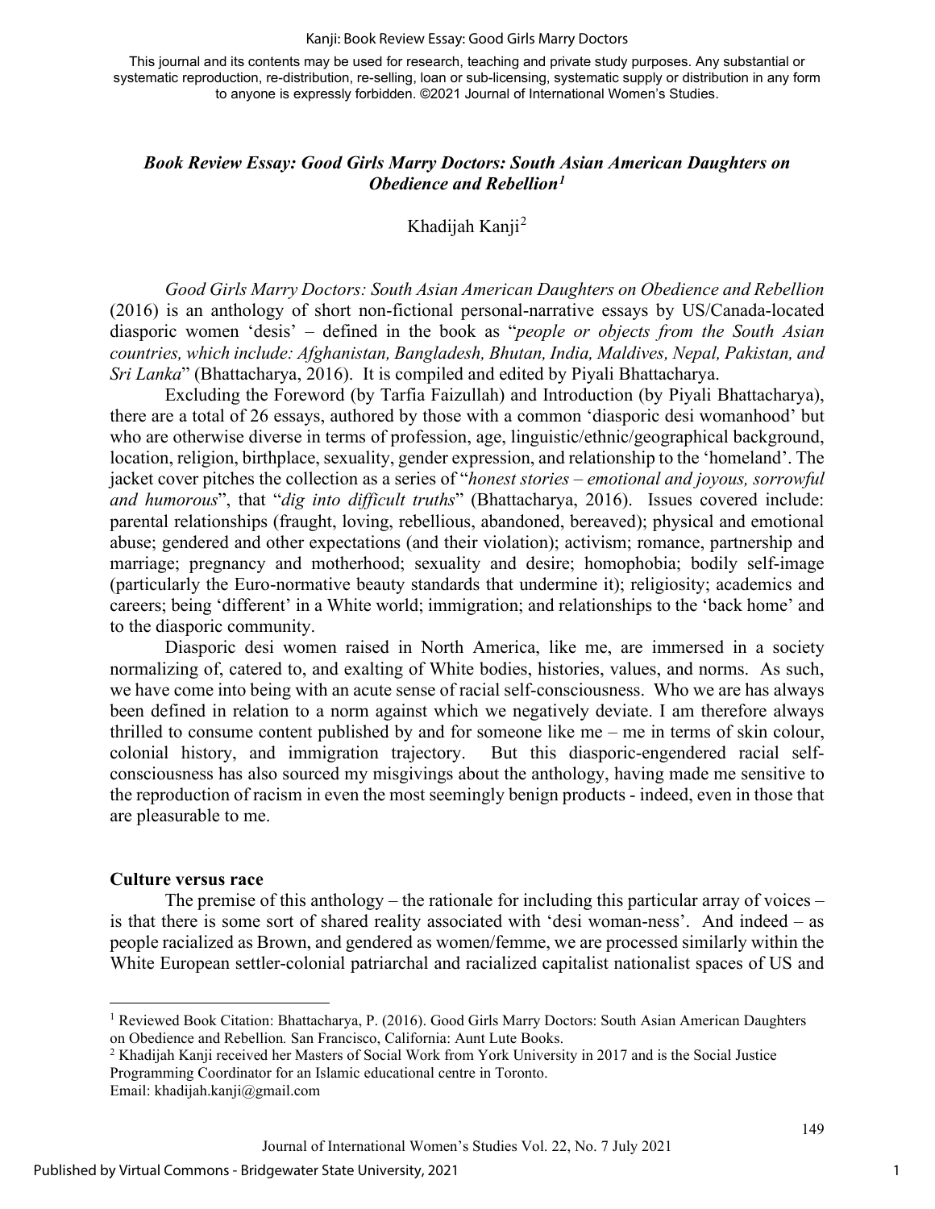# *Book Review Essay: Good Girls Marry Doctors: South Asian American Daughters on Obedience and Rebellion*[1]

Khadijah Kanji[2]

*Good Girls Marry Doctors: South Asian American Daughters on Obedience and Rebellion* (2016) is an anthology of short non-fictional personal-narrative essays by US/Canada-located diasporic women 'desis' – defined in the book as "*people or objects from the South Asian countries, which include: Afghanistan, Bangladesh, Bhutan, India, Maldives, Nepal, Pakistan, and Sri Lanka*" (Bhattacharya, 2016). It is compiled and edited by Piyali Bhattacharya.

Excluding the Foreword (by Tarfia Faizullah) and Introduction (by Piyali Bhattacharya), there are a total of 26 essays, authored by those with a common 'diasporic desi womanhood' but who are otherwise diverse in terms of profession, age, linguistic/ethnic/geographical background, location, religion, birthplace, sexuality, gender expression, and relationship to the 'homeland'. The jacket cover pitches the collection as a series of "*honest stories – emotional and joyous, sorrowful and humorous*", that "*dig into difficult truths*" (Bhattacharya, 2016). Issues covered include: parental relationships (fraught, loving, rebellious, abandoned, bereaved); physical and emotional abuse; gendered and other expectations (and their violation); activism; romance, partnership and marriage; pregnancy and motherhood; sexuality and desire; homophobia; bodily self-image (particularly the Euro-normative beauty standards that undermine it); religiosity; academics and careers; being 'different' in a White world; immigration; and relationships to the 'back home' and to the diasporic community.

Diasporic desi women raised in North America, like me, are immersed in a society normalizing of, catered to, and exalting of White bodies, histories, values, and norms. As such, we have come into being with an acute sense of racial self-consciousness. Who we are has always been defined in relation to a norm against which we negatively deviate. I am therefore always thrilled to consume content published by and for someone like me – me in terms of skin colour, colonial history, and immigration trajectory. But this diasporic-engendered racial self-consciousness has also sourced my misgivings about the anthology, having made me sensitive to the reproduction of racism in even the most seemingly benign products - indeed, even in those that are pleasurable to me.

## Culture versus race

The premise of this anthology – the rationale for including this particular array of voices – is that there is some sort of shared reality associated with 'desi woman-ness'. And indeed – as people racialized as Brown, and gendered as women/femme, we are processed similarly within the White European settler-colonial patriarchal and racialized capitalist nationalist spaces of US and

---

[1] Reviewed Book Citation: Bhattacharya, P. (2016). Good Girls Marry Doctors: South Asian American Daughters on Obedience and Rebellion*.* San Francisco, California: Aunt Lute Books.

[2] Khadijah Kanji received her Masters of Social Work from York University in 2017 and is the Social Justice Programming Coordinator for an Islamic educational centre in Toronto.
Email: khadijah.kanji@gmail.com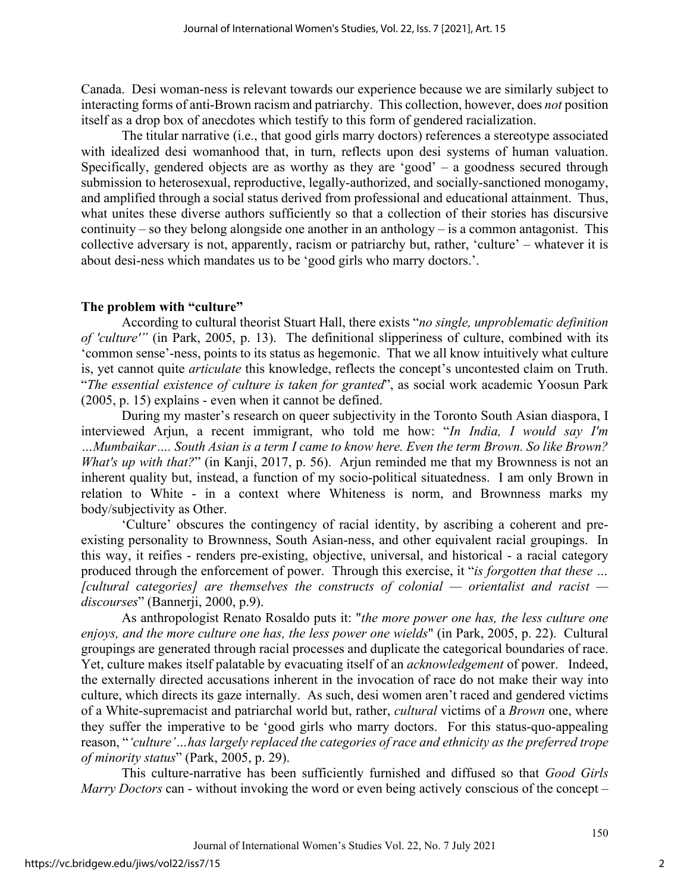Canada. Desi woman-ness is relevant towards our experience because we are similarly subject to interacting forms of anti-Brown racism and patriarchy. This collection, however, does *not* position itself as a drop box of anecdotes which testify to this form of gendered racialization.

The titular narrative (i.e., that good girls marry doctors) references a stereotype associated with idealized desi womanhood that, in turn, reflects upon desi systems of human valuation. Specifically, gendered objects are as worthy as they are 'good' – a goodness secured through submission to heterosexual, reproductive, legally-authorized, and socially-sanctioned monogamy, and amplified through a social status derived from professional and educational attainment. Thus, what unites these diverse authors sufficiently so that a collection of their stories has discursive continuity – so they belong alongside one another in an anthology – is a common antagonist. This collective adversary is not, apparently, racism or patriarchy but, rather, 'culture' – whatever it is about desi-ness which mandates us to be 'good girls who marry doctors.'.

## The problem with "culture"

According to cultural theorist Stuart Hall, there exists "*no single, unproblematic definition of 'culture'*" (in Park, 2005, p. 13). The definitional slipperiness of culture, combined with its 'common sense'-ness, points to its status as hegemonic. That we all know intuitively what culture is, yet cannot quite *articulate* this knowledge, reflects the concept's uncontested claim on Truth. "*The essential existence of culture is taken for granted*", as social work academic Yoosun Park (2005, p. 15) explains - even when it cannot be defined.

During my master's research on queer subjectivity in the Toronto South Asian diaspora, I interviewed Arjun, a recent immigrant, who told me how: "*In India, I would say I'm …Mumbaikar…. South Asian is a term I came to know here. Even the term Brown. So like Brown? What's up with that?*" (in Kanji, 2017, p. 56). Arjun reminded me that my Brownness is not an inherent quality but, instead, a function of my socio-political situatedness. I am only Brown in relation to White - in a context where Whiteness is norm, and Brownness marks my body/subjectivity as Other.

'Culture' obscures the contingency of racial identity, by ascribing a coherent and pre-existing personality to Brownness, South Asian-ness, and other equivalent racial groupings. In this way, it reifies - renders pre-existing, objective, universal, and historical - a racial category produced through the enforcement of power. Through this exercise, it "*is forgotten that these … [cultural categories] are themselves the constructs of colonial — orientalist and racist — discourses*" (Bannerji, 2000, p.9).

As anthropologist Renato Rosaldo puts it: "*the more power one has, the less culture one enjoys, and the more culture one has, the less power one wields*" (in Park, 2005, p. 22). Cultural groupings are generated through racial processes and duplicate the categorical boundaries of race. Yet, culture makes itself palatable by evacuating itself of an *acknowledgement* of power. Indeed, the externally directed accusations inherent in the invocation of race do not make their way into culture, which directs its gaze internally. As such, desi women aren't raced and gendered victims of a White-supremacist and patriarchal world but, rather, *cultural* victims of a *Brown* one, where they suffer the imperative to be 'good girls who marry doctors. For this status-quo-appealing reason, "*'culture'…has largely replaced the categories of race and ethnicity as the preferred trope of minority status*" (Park, 2005, p. 29).

This culture-narrative has been sufficiently furnished and diffused so that *Good Girls Marry Doctors* can - without invoking the word or even being actively conscious of the concept –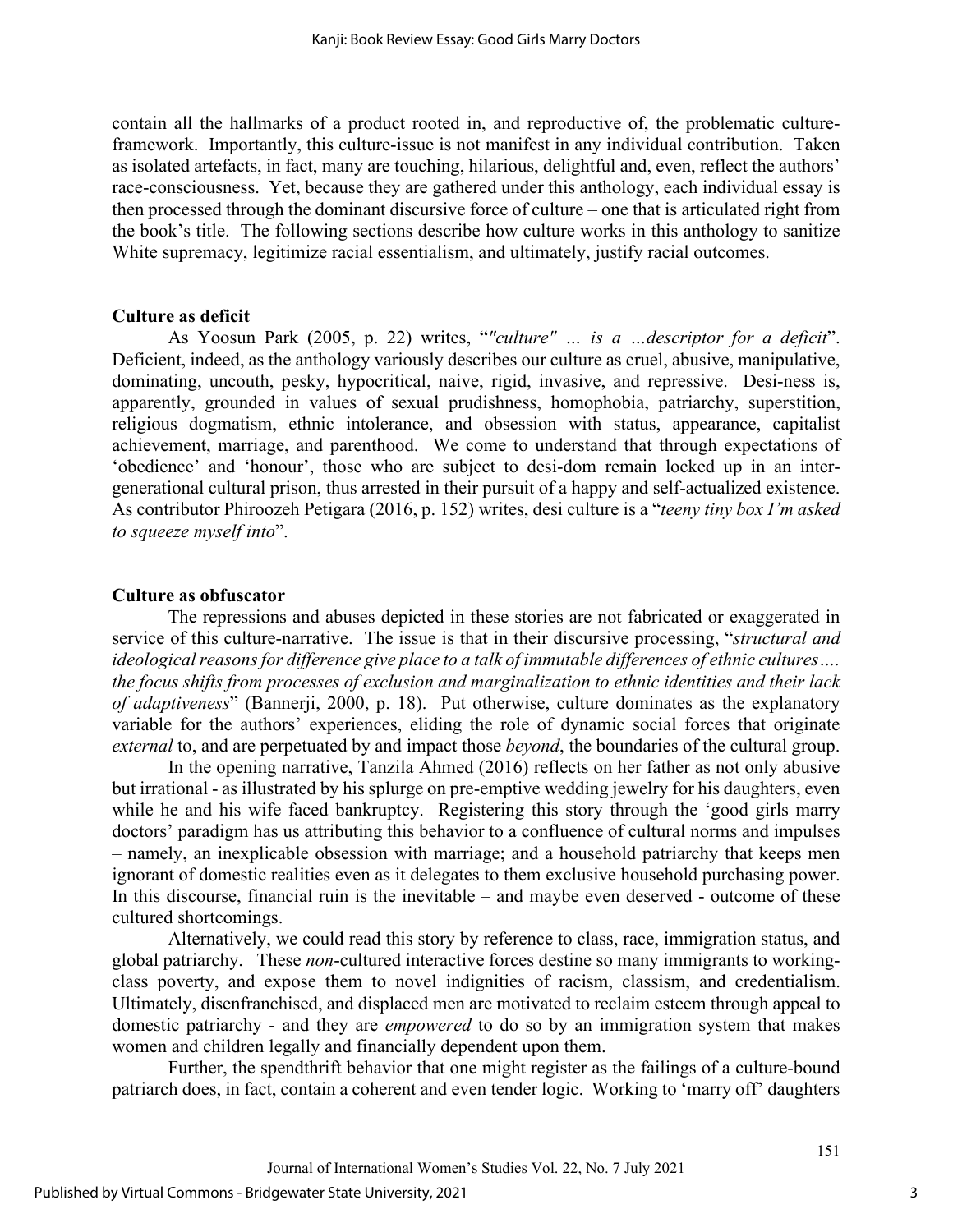contain all the hallmarks of a product rooted in, and reproductive of, the problematic culture-framework. Importantly, this culture-issue is not manifest in any individual contribution. Taken as isolated artefacts, in fact, many are touching, hilarious, delightful and, even, reflect the authors' race-consciousness. Yet, because they are gathered under this anthology, each individual essay is then processed through the dominant discursive force of culture – one that is articulated right from the book's title. The following sections describe how culture works in this anthology to sanitize White supremacy, legitimize racial essentialism, and ultimately, justify racial outcomes.

## Culture as deficit

As Yoosun Park (2005, p. 22) writes, "*"culture" ... is a ...descriptor for a deficit*". Deficient, indeed, as the anthology variously describes our culture as cruel, abusive, manipulative, dominating, uncouth, pesky, hypocritical, naive, rigid, invasive, and repressive. Desi-ness is, apparently, grounded in values of sexual prudishness, homophobia, patriarchy, superstition, religious dogmatism, ethnic intolerance, and obsession with status, appearance, capitalist achievement, marriage, and parenthood. We come to understand that through expectations of 'obedience' and 'honour', those who are subject to desi-dom remain locked up in an inter-generational cultural prison, thus arrested in their pursuit of a happy and self-actualized existence. As contributor Phiroozeh Petigara (2016, p. 152) writes, desi culture is a "*teeny tiny box I'm asked to squeeze myself into*".

## Culture as obfuscator

The repressions and abuses depicted in these stories are not fabricated or exaggerated in service of this culture-narrative. The issue is that in their discursive processing, "*structural and ideological reasons for difference give place to a talk of immutable differences of ethnic cultures…. the focus shifts from processes of exclusion and marginalization to ethnic identities and their lack of adaptiveness*" (Bannerji, 2000, p. 18). Put otherwise, culture dominates as the explanatory variable for the authors' experiences, eliding the role of dynamic social forces that originate *external* to, and are perpetuated by and impact those *beyond*, the boundaries of the cultural group.

In the opening narrative, Tanzila Ahmed (2016) reflects on her father as not only abusive but irrational - as illustrated by his splurge on pre-emptive wedding jewelry for his daughters, even while he and his wife faced bankruptcy. Registering this story through the 'good girls marry doctors' paradigm has us attributing this behavior to a confluence of cultural norms and impulses – namely, an inexplicable obsession with marriage; and a household patriarchy that keeps men ignorant of domestic realities even as it delegates to them exclusive household purchasing power. In this discourse, financial ruin is the inevitable – and maybe even deserved - outcome of these cultured shortcomings.

Alternatively, we could read this story by reference to class, race, immigration status, and global patriarchy. These *non*-cultured interactive forces destine so many immigrants to working-class poverty, and expose them to novel indignities of racism, classism, and credentialism. Ultimately, disenfranchised, and displaced men are motivated to reclaim esteem through appeal to domestic patriarchy - and they are *empowered* to do so by an immigration system that makes women and children legally and financially dependent upon them.

Further, the spendthrift behavior that one might register as the failings of a culture-bound patriarch does, in fact, contain a coherent and even tender logic. Working to 'marry off' daughters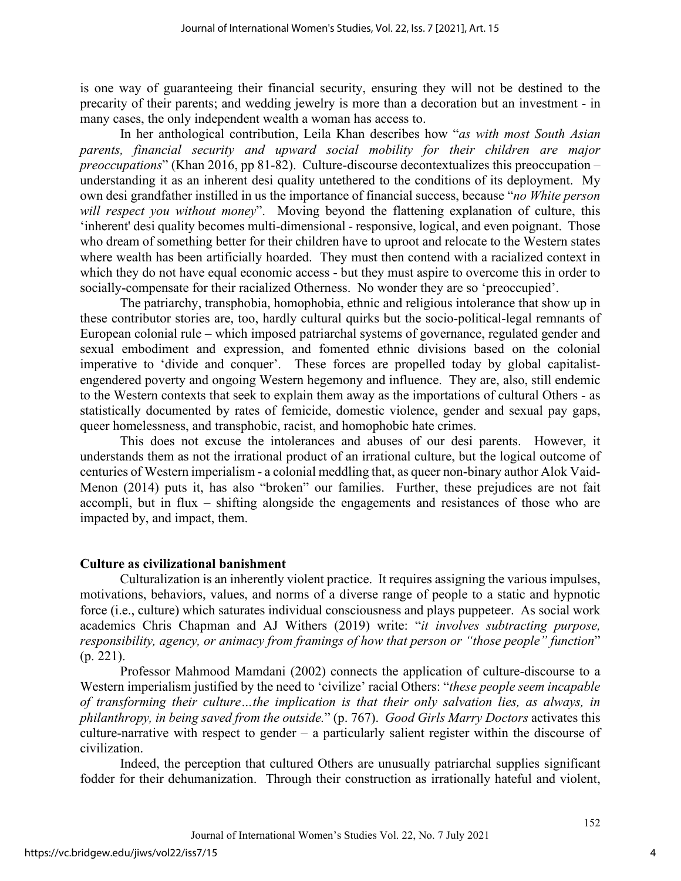is one way of guaranteeing their financial security, ensuring they will not be destined to the precarity of their parents; and wedding jewelry is more than a decoration but an investment - in many cases, the only independent wealth a woman has access to.

In her anthological contribution, Leila Khan describes how "*as with most South Asian parents, financial security and upward social mobility for their children are major preoccupations*" (Khan 2016, pp 81-82). Culture-discourse decontextualizes this preoccupation – understanding it as an inherent desi quality untethered to the conditions of its deployment. My own desi grandfather instilled in us the importance of financial success, because "*no White person will respect you without money*". Moving beyond the flattening explanation of culture, this 'inherent' desi quality becomes multi-dimensional - responsive, logical, and even poignant. Those who dream of something better for their children have to uproot and relocate to the Western states where wealth has been artificially hoarded. They must then contend with a racialized context in which they do not have equal economic access - but they must aspire to overcome this in order to socially-compensate for their racialized Otherness. No wonder they are so 'preoccupied'.

The patriarchy, transphobia, homophobia, ethnic and religious intolerance that show up in these contributor stories are, too, hardly cultural quirks but the socio-political-legal remnants of European colonial rule – which imposed patriarchal systems of governance, regulated gender and sexual embodiment and expression, and fomented ethnic divisions based on the colonial imperative to 'divide and conquer'. These forces are propelled today by global capitalist-engendered poverty and ongoing Western hegemony and influence. They are, also, still endemic to the Western contexts that seek to explain them away as the importations of cultural Others - as statistically documented by rates of femicide, domestic violence, gender and sexual pay gaps, queer homelessness, and transphobic, racist, and homophobic hate crimes.

This does not excuse the intolerances and abuses of our desi parents. However, it understands them as not the irrational product of an irrational culture, but the logical outcome of centuries of Western imperialism - a colonial meddling that, as queer non-binary author Alok Vaid-Menon (2014) puts it, has also "broken" our families. Further, these prejudices are not fait accompli, but in flux – shifting alongside the engagements and resistances of those who are impacted by, and impact, them.

**Culture as civilizational banishment**

Culturalization is an inherently violent practice. It requires assigning the various impulses, motivations, behaviors, values, and norms of a diverse range of people to a static and hypnotic force (i.e., culture) which saturates individual consciousness and plays puppeteer. As social work academics Chris Chapman and AJ Withers (2019) write: "*it involves subtracting purpose, responsibility, agency, or animacy from framings of how that person or "those people" function*" (p. 221).

Professor Mahmood Mamdani (2002) connects the application of culture-discourse to a Western imperialism justified by the need to 'civilize' racial Others: "*these people seem incapable of transforming their culture…the implication is that their only salvation lies, as always, in philanthropy, in being saved from the outside.*" (p. 767). *Good Girls Marry Doctors* activates this culture-narrative with respect to gender – a particularly salient register within the discourse of civilization.

Indeed, the perception that cultured Others are unusually patriarchal supplies significant fodder for their dehumanization. Through their construction as irrationally hateful and violent,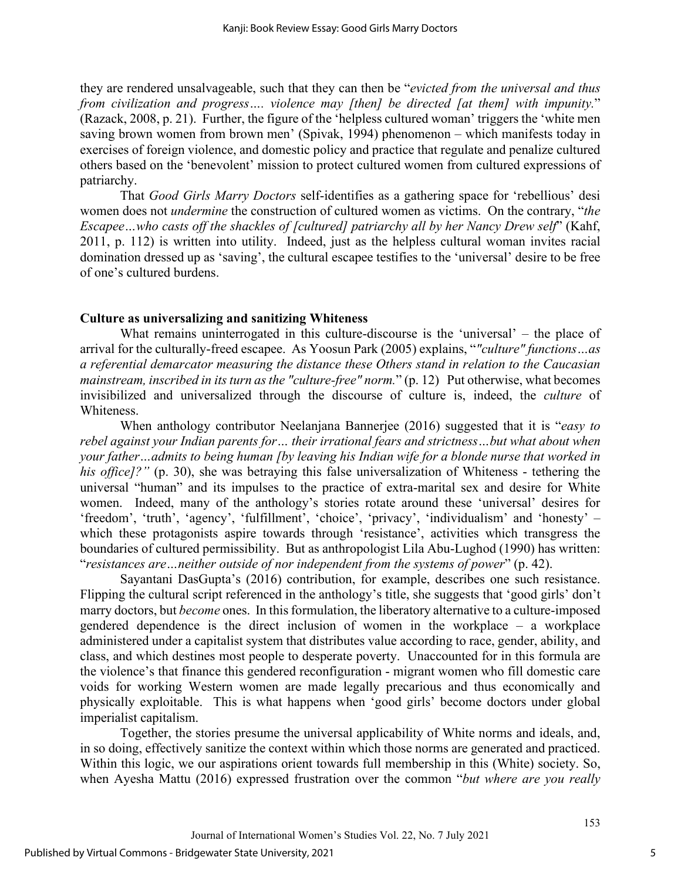they are rendered unsalvageable, such that they can then be "*evicted from the universal and thus from civilization and progress…. violence may [then] be directed [at them] with impunity.*" (Razack, 2008, p. 21). Further, the figure of the 'helpless cultured woman' triggers the 'white men saving brown women from brown men' (Spivak, 1994) phenomenon – which manifests today in exercises of foreign violence, and domestic policy and practice that regulate and penalize cultured others based on the 'benevolent' mission to protect cultured women from cultured expressions of patriarchy.

That *Good Girls Marry Doctors* self-identifies as a gathering space for 'rebellious' desi women does not *undermine* the construction of cultured women as victims. On the contrary, "*the Escapee…who casts off the shackles of [cultured] patriarchy all by her Nancy Drew self*" (Kahf, 2011, p. 112) is written into utility. Indeed, just as the helpless cultural woman invites racial domination dressed up as 'saving', the cultural escapee testifies to the 'universal' desire to be free of one's cultured burdens.

**Culture as universalizing and sanitizing Whiteness**

What remains uninterrogated in this culture-discourse is the 'universal' – the place of arrival for the culturally-freed escapee. As Yoosun Park (2005) explains, "*"culture" functions…as a referential demarcator measuring the distance these Others stand in relation to the Caucasian mainstream, inscribed in its turn as the "culture-free" norm.*" (p. 12) Put otherwise, what becomes invisibilized and universalized through the discourse of culture is, indeed, the *culture* of Whiteness.

When anthology contributor Neelanjana Bannerjee (2016) suggested that it is "*easy to rebel against your Indian parents for… their irrational fears and strictness…but what about when your father…admits to being human [by leaving his Indian wife for a blonde nurse that worked in his office]?"* (p. 30), she was betraying this false universalization of Whiteness - tethering the universal "human" and its impulses to the practice of extra-marital sex and desire for White women. Indeed, many of the anthology's stories rotate around these 'universal' desires for 'freedom', 'truth', 'agency', 'fulfillment', 'choice', 'privacy', 'individualism' and 'honesty' – which these protagonists aspire towards through 'resistance', activities which transgress the boundaries of cultured permissibility. But as anthropologist Lila Abu-Lughod (1990) has written: "*resistances are…neither outside of nor independent from the systems of power*" (p. 42).

Sayantani DasGupta's (2016) contribution, for example, describes one such resistance. Flipping the cultural script referenced in the anthology's title, she suggests that 'good girls' don't marry doctors, but *become* ones. In this formulation, the liberatory alternative to a culture-imposed gendered dependence is the direct inclusion of women in the workplace – a workplace administered under a capitalist system that distributes value according to race, gender, ability, and class, and which destines most people to desperate poverty. Unaccounted for in this formula are the violence's that finance this gendered reconfiguration - migrant women who fill domestic care voids for working Western women are made legally precarious and thus economically and physically exploitable. This is what happens when 'good girls' become doctors under global imperialist capitalism.

Together, the stories presume the universal applicability of White norms and ideals, and, in so doing, effectively sanitize the context within which those norms are generated and practiced. Within this logic, we our aspirations orient towards full membership in this (White) society. So, when Ayesha Mattu (2016) expressed frustration over the common "*but where are you really*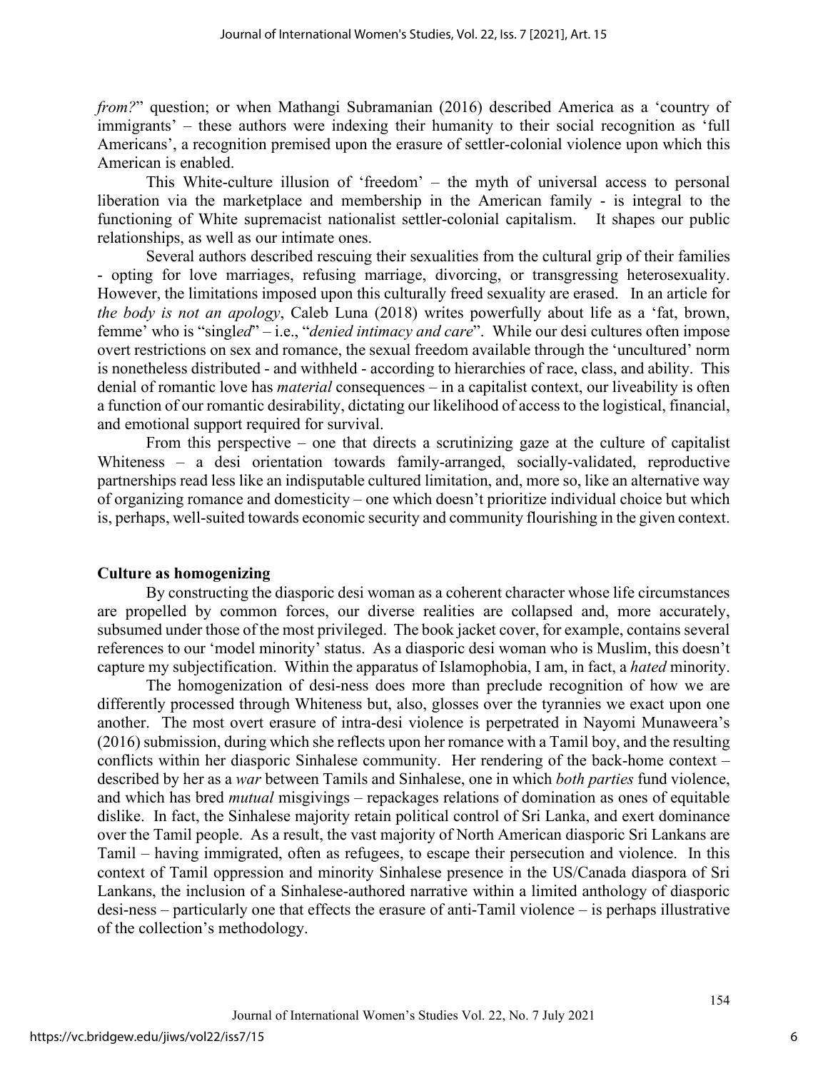*from?*" question; or when Mathangi Subramanian (2016) described America as a 'country of immigrants' – these authors were indexing their humanity to their social recognition as 'full Americans', a recognition premised upon the erasure of settler-colonial violence upon which this American is enabled.

This White-culture illusion of 'freedom' – the myth of universal access to personal liberation via the marketplace and membership in the American family - is integral to the functioning of White supremacist nationalist settler-colonial capitalism. It shapes our public relationships, as well as our intimate ones.

Several authors described rescuing their sexualities from the cultural grip of their families - opting for love marriages, refusing marriage, divorcing, or transgressing heterosexuality. However, the limitations imposed upon this culturally freed sexuality are erased. In an article for *the body is not an apology*, Caleb Luna (2018) writes powerfully about life as a 'fat, brown, femme' who is "single*d*" – i.e., "*denied intimacy and care*". While our desi cultures often impose overt restrictions on sex and romance, the sexual freedom available through the 'uncultured' norm is nonetheless distributed - and withheld - according to hierarchies of race, class, and ability. This denial of romantic love has *material* consequences – in a capitalist context, our liveability is often a function of our romantic desirability, dictating our likelihood of access to the logistical, financial, and emotional support required for survival.

From this perspective – one that directs a scrutinizing gaze at the culture of capitalist Whiteness – a desi orientation towards family-arranged, socially-validated, reproductive partnerships read less like an indisputable cultured limitation, and, more so, like an alternative way of organizing romance and domesticity – one which doesn't prioritize individual choice but which is, perhaps, well-suited towards economic security and community flourishing in the given context.

## Culture as homogenizing

By constructing the diasporic desi woman as a coherent character whose life circumstances are propelled by common forces, our diverse realities are collapsed and, more accurately, subsumed under those of the most privileged. The book jacket cover, for example, contains several references to our 'model minority' status. As a diasporic desi woman who is Muslim, this doesn't capture my subjectification. Within the apparatus of Islamophobia, I am, in fact, a *hated* minority.

The homogenization of desi-ness does more than preclude recognition of how we are differently processed through Whiteness but, also, glosses over the tyrannies we exact upon one another. The most overt erasure of intra-desi violence is perpetrated in Nayomi Munaweera's (2016) submission, during which she reflects upon her romance with a Tamil boy, and the resulting conflicts within her diasporic Sinhalese community. Her rendering of the back-home context – described by her as a *war* between Tamils and Sinhalese, one in which *both parties* fund violence, and which has bred *mutual* misgivings – repackages relations of domination as ones of equitable dislike. In fact, the Sinhalese majority retain political control of Sri Lanka, and exert dominance over the Tamil people. As a result, the vast majority of North American diasporic Sri Lankans are Tamil – having immigrated, often as refugees, to escape their persecution and violence. In this context of Tamil oppression and minority Sinhalese presence in the US/Canada diaspora of Sri Lankans, the inclusion of a Sinhalese-authored narrative within a limited anthology of diasporic desi-ness – particularly one that effects the erasure of anti-Tamil violence – is perhaps illustrative of the collection's methodology.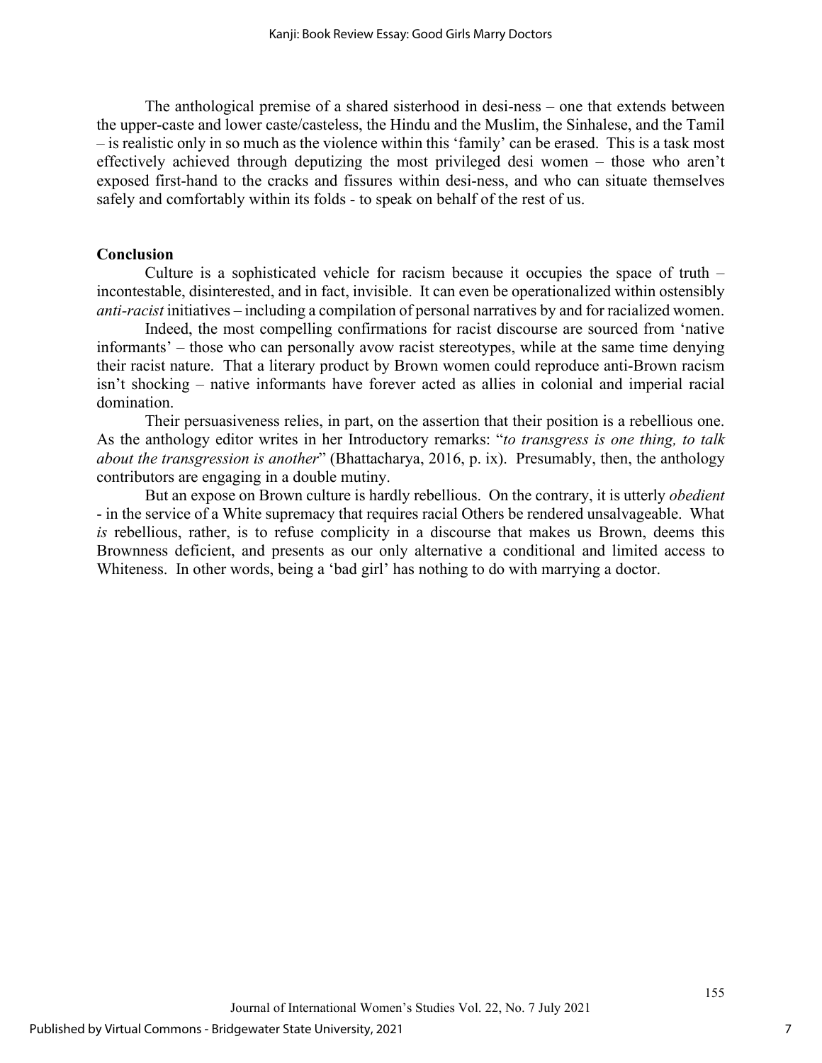The anthological premise of a shared sisterhood in desi-ness – one that extends between the upper-caste and lower caste/casteless, the Hindu and the Muslim, the Sinhalese, and the Tamil – is realistic only in so much as the violence within this 'family' can be erased. This is a task most effectively achieved through deputizing the most privileged desi women – those who aren't exposed first-hand to the cracks and fissures within desi-ness, and who can situate themselves safely and comfortably within its folds - to speak on behalf of the rest of us.

**Conclusion**

Culture is a sophisticated vehicle for racism because it occupies the space of truth – incontestable, disinterested, and in fact, invisible. It can even be operationalized within ostensibly *anti-racist* initiatives – including a compilation of personal narratives by and for racialized women.

Indeed, the most compelling confirmations for racist discourse are sourced from 'native informants' – those who can personally avow racist stereotypes, while at the same time denying their racist nature. That a literary product by Brown women could reproduce anti-Brown racism isn't shocking – native informants have forever acted as allies in colonial and imperial racial domination.

Their persuasiveness relies, in part, on the assertion that their position is a rebellious one. As the anthology editor writes in her Introductory remarks: "*to transgress is one thing, to talk about the transgression is another*" (Bhattacharya, 2016, p. ix). Presumably, then, the anthology contributors are engaging in a double mutiny.

But an expose on Brown culture is hardly rebellious. On the contrary, it is utterly *obedient* - in the service of a White supremacy that requires racial Others be rendered unsalvageable. What *is* rebellious, rather, is to refuse complicity in a discourse that makes us Brown, deems this Brownness deficient, and presents as our only alternative a conditional and limited access to Whiteness. In other words, being a 'bad girl' has nothing to do with marrying a doctor.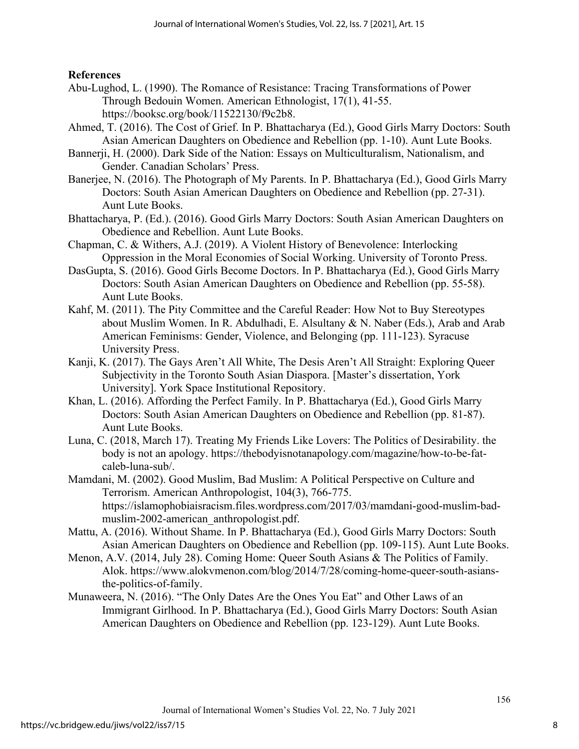**References**

Abu-Lughod, L. (1990). The Romance of Resistance: Tracing Transformations of Power Through Bedouin Women. American Ethnologist, 17(1), 41-55. https://booksc.org/book/11522130/f9c2b8.

Ahmed, T. (2016). The Cost of Grief. In P. Bhattacharya (Ed.), Good Girls Marry Doctors: South Asian American Daughters on Obedience and Rebellion (pp. 1-10). Aunt Lute Books.

Bannerji, H. (2000). Dark Side of the Nation: Essays on Multiculturalism, Nationalism, and Gender. Canadian Scholars' Press.

Banerjee, N. (2016). The Photograph of My Parents. In P. Bhattacharya (Ed.), Good Girls Marry Doctors: South Asian American Daughters on Obedience and Rebellion (pp. 27-31). Aunt Lute Books.

Bhattacharya, P. (Ed.). (2016). Good Girls Marry Doctors: South Asian American Daughters on Obedience and Rebellion. Aunt Lute Books.

Chapman, C. & Withers, A.J. (2019). A Violent History of Benevolence: Interlocking Oppression in the Moral Economies of Social Working. University of Toronto Press.

DasGupta, S. (2016). Good Girls Become Doctors. In P. Bhattacharya (Ed.), Good Girls Marry Doctors: South Asian American Daughters on Obedience and Rebellion (pp. 55-58). Aunt Lute Books.

Kahf, M. (2011). The Pity Committee and the Careful Reader: How Not to Buy Stereotypes about Muslim Women. In R. Abdulhadi, E. Alsultany & N. Naber (Eds.), Arab and Arab American Feminisms: Gender, Violence, and Belonging (pp. 111-123). Syracuse University Press.

Kanji, K. (2017). The Gays Aren't All White, The Desis Aren't All Straight: Exploring Queer Subjectivity in the Toronto South Asian Diaspora. [Master's dissertation, York University]. York Space Institutional Repository.

Khan, L. (2016). Affording the Perfect Family. In P. Bhattacharya (Ed.), Good Girls Marry Doctors: South Asian American Daughters on Obedience and Rebellion (pp. 81-87). Aunt Lute Books.

Luna, C. (2018, March 17). Treating My Friends Like Lovers: The Politics of Desirability. the body is not an apology. https://thebodyisnotanapology.com/magazine/how-to-be-fat-caleb-luna-sub/.

Mamdani, M. (2002). Good Muslim, Bad Muslim: A Political Perspective on Culture and Terrorism. American Anthropologist, 104(3), 766-775. https://islamophobiaisracism.files.wordpress.com/2017/03/mamdani-good-muslim-bad-muslim-2002-american_anthropologist.pdf.

Mattu, A. (2016). Without Shame. In P. Bhattacharya (Ed.), Good Girls Marry Doctors: South Asian American Daughters on Obedience and Rebellion (pp. 109-115). Aunt Lute Books.

Menon, A.V. (2014, July 28). Coming Home: Queer South Asians & The Politics of Family. Alok. https://www.alokvmenon.com/blog/2014/7/28/coming-home-queer-south-asians-the-politics-of-family.

Munaweera, N. (2016). "The Only Dates Are the Ones You Eat" and Other Laws of an Immigrant Girlhood. In P. Bhattacharya (Ed.), Good Girls Marry Doctors: South Asian American Daughters on Obedience and Rebellion (pp. 123-129). Aunt Lute Books.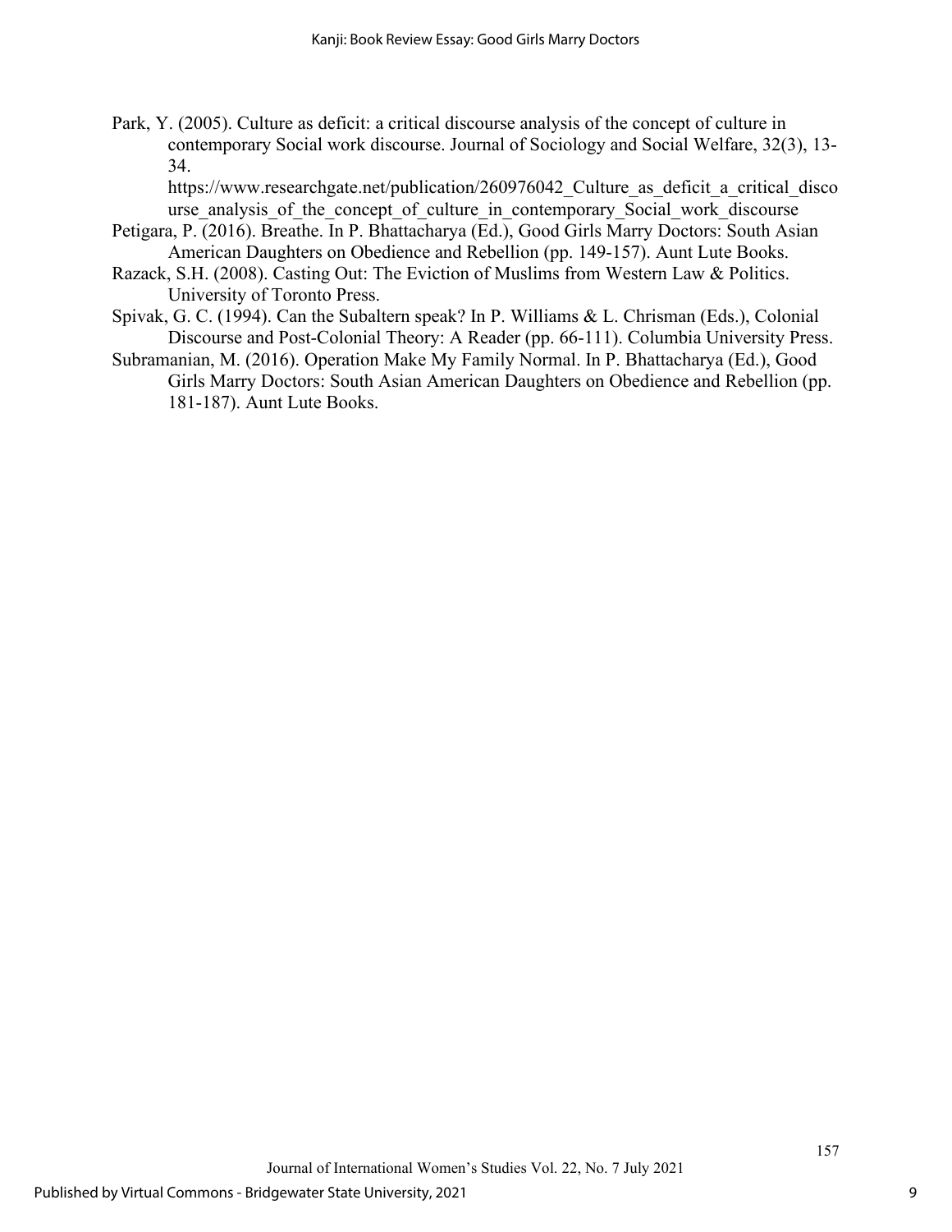Park, Y. (2005). Culture as deficit: a critical discourse analysis of the concept of culture in contemporary Social work discourse. Journal of Sociology and Social Welfare, 32(3), 13-34. https://www.researchgate.net/publication/260976042_Culture_as_deficit_a_critical_discourse_analysis_of_the_concept_of_culture_in_contemporary_Social_work_discourse

Petigara, P. (2016). Breathe. In P. Bhattacharya (Ed.), Good Girls Marry Doctors: South Asian American Daughters on Obedience and Rebellion (pp. 149-157). Aunt Lute Books.

Razack, S.H. (2008). Casting Out: The Eviction of Muslims from Western Law & Politics. University of Toronto Press.

Spivak, G. C. (1994). Can the Subaltern speak? In P. Williams & L. Chrisman (Eds.), Colonial Discourse and Post-Colonial Theory: A Reader (pp. 66-111). Columbia University Press.

Subramanian, M. (2016). Operation Make My Family Normal. In P. Bhattacharya (Ed.), Good Girls Marry Doctors: South Asian American Daughters on Obedience and Rebellion (pp. 181-187). Aunt Lute Books.